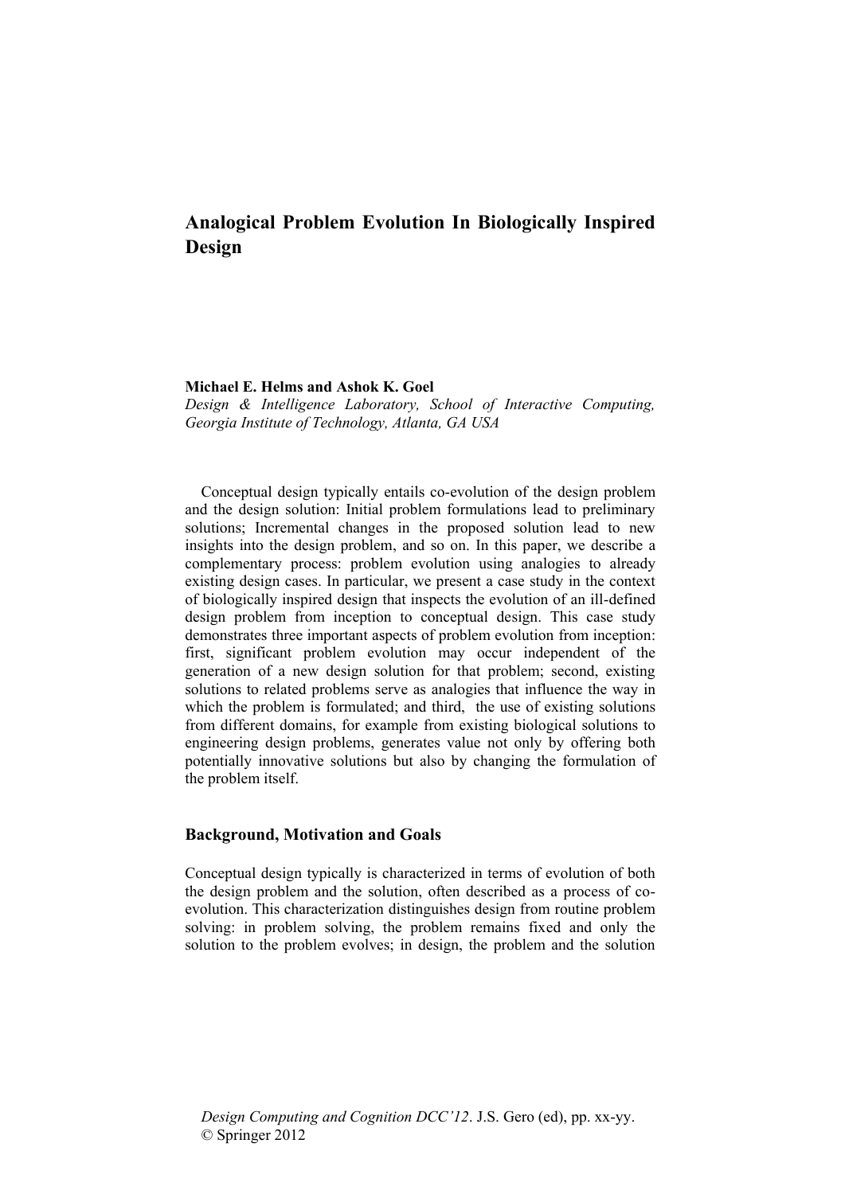# Analogical Problem Evolution In Biologically Inspired Design

**Michael E. Helms and Ashok K. Goel**
*Design & Intelligence Laboratory, School of Interactive Computing, Georgia Institute of Technology, Atlanta, GA USA*

Conceptual design typically entails co-evolution of the design problem and the design solution: Initial problem formulations lead to preliminary solutions; Incremental changes in the proposed solution lead to new insights into the design problem, and so on. In this paper, we describe a complementary process: problem evolution using analogies to already existing design cases. In particular, we present a case study in the context of biologically inspired design that inspects the evolution of an ill-defined design problem from inception to conceptual design. This case study demonstrates three important aspects of problem evolution from inception: first, significant problem evolution may occur independent of the generation of a new design solution for that problem; second, existing solutions to related problems serve as analogies that influence the way in which the problem is formulated; and third, the use of existing solutions from different domains, for example from existing biological solutions to engineering design problems, generates value not only by offering both potentially innovative solutions but also by changing the formulation of the problem itself.

## Background, Motivation and Goals

Conceptual design typically is characterized in terms of evolution of both the design problem and the solution, often described as a process of co-evolution. This characterization distinguishes design from routine problem solving: in problem solving, the problem remains fixed and only the solution to the problem evolves; in design, the problem and the solution

*Design Computing and Cognition DCC'12*. J.S. Gero (ed), pp. xx-yy.
© Springer 2012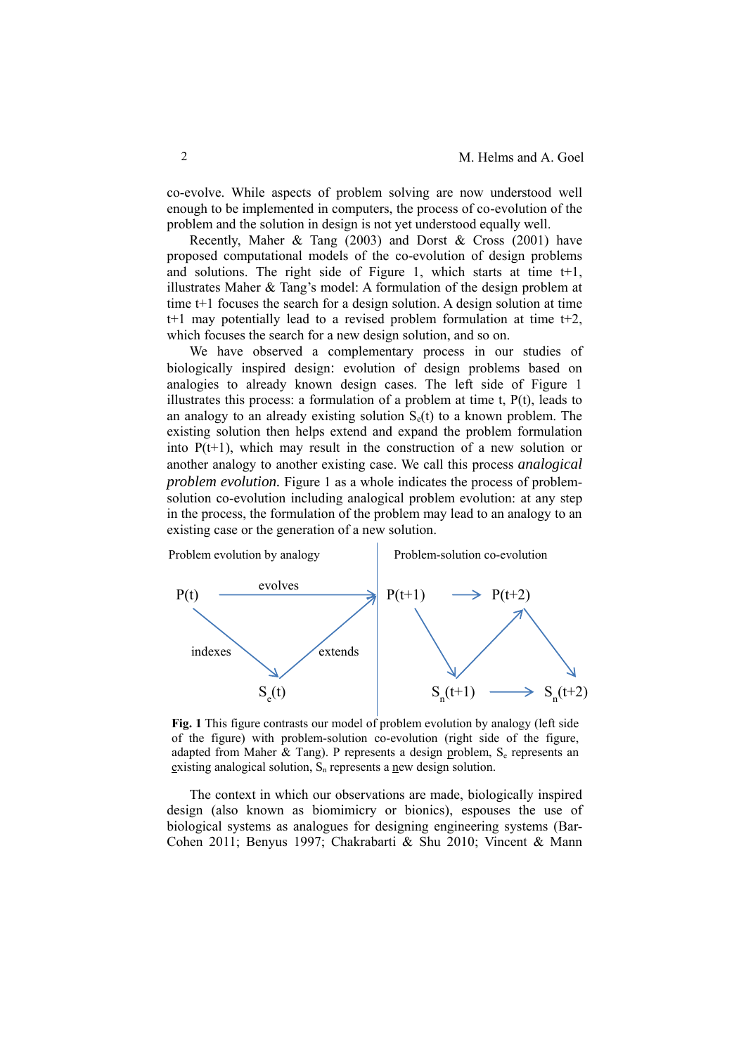co-evolve. While aspects of problem solving are now understood well enough to be implemented in computers, the process of co-evolution of the problem and the solution in design is not yet understood equally well.

Recently, Maher & Tang (2003) and Dorst & Cross (2001) have proposed computational models of the co-evolution of design problems and solutions. The right side of Figure 1, which starts at time t+1, illustrates Maher & Tang's model: A formulation of the design problem at time t+1 focuses the search for a design solution. A design solution at time t+1 may potentially lead to a revised problem formulation at time t+2, which focuses the search for a new design solution, and so on.

We have observed a complementary process in our studies of biologically inspired design: evolution of design problems based on analogies to already known design cases. The left side of Figure 1 illustrates this process: a formulation of a problem at time t, P(t), leads to an analogy to an already existing solution $S_e(t)$ to a known problem. The existing solution then helps extend and expand the problem formulation into P(t+1), which may result in the construction of a new solution or another analogy to another existing case. We call this process *analogical problem evolution.* Figure 1 as a whole indicates the process of problem-solution co-evolution including analogical problem evolution: at any step in the process, the formulation of the problem may lead to an analogy to an existing case or the generation of a new solution.

**Fig. 1** This figure contrasts our model of problem evolution by analogy (left side of the figure) with problem-solution co-evolution (right side of the figure, adapted from Maher & Tang). P represents a design problem, $S_e$ represents an existing analogical solution, $S_n$ represents a new design solution.

The context in which our observations are made, biologically inspired design (also known as biomimicry or bionics), espouses the use of biological systems as analogues for designing engineering systems (Bar-Cohen 2011; Benyus 1997; Chakrabarti & Shu 2010; Vincent & Mann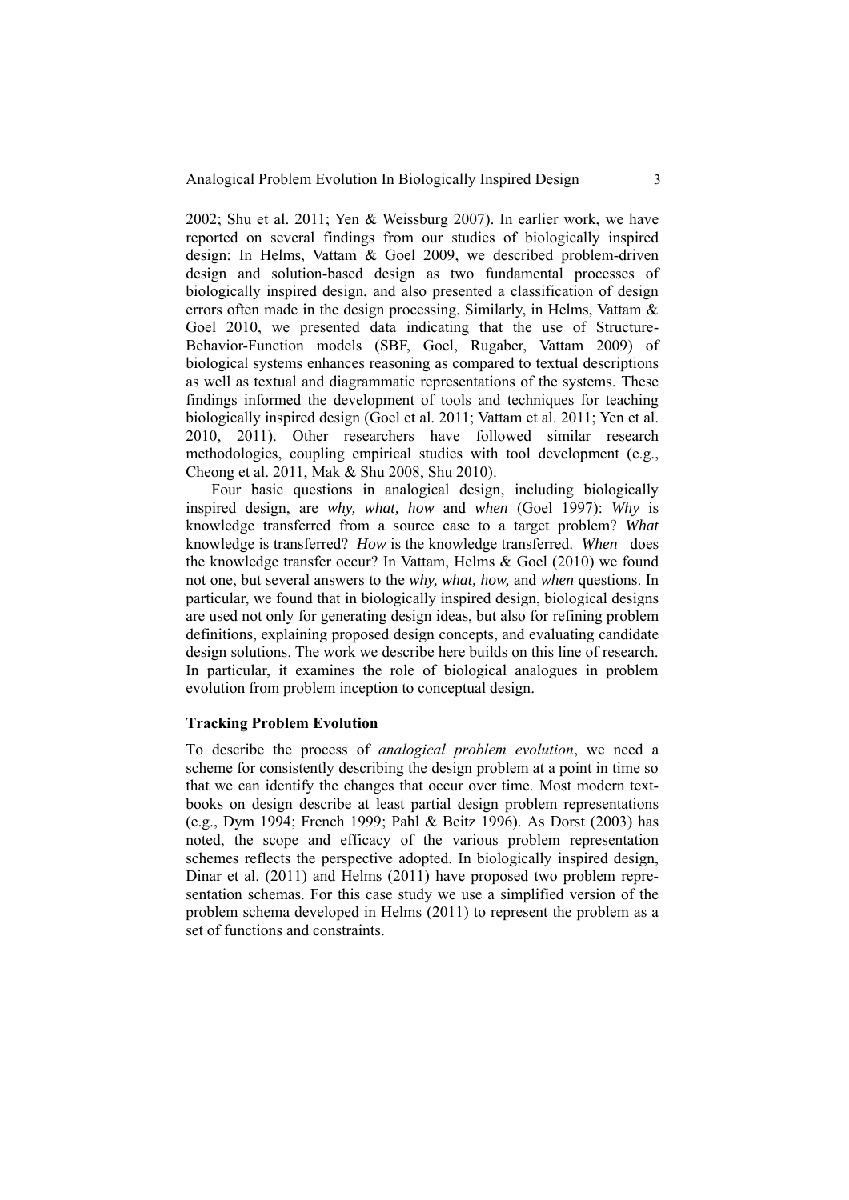2002; Shu et al. 2011; Yen & Weissburg 2007). In earlier work, we have reported on several findings from our studies of biologically inspired design: In Helms, Vattam & Goel 2009, we described problem-driven design and solution-based design as two fundamental processes of biologically inspired design, and also presented a classification of design errors often made in the design processing. Similarly, in Helms, Vattam & Goel 2010, we presented data indicating that the use of Structure-Behavior-Function models (SBF, Goel, Rugaber, Vattam 2009) of biological systems enhances reasoning as compared to textual descriptions as well as textual and diagrammatic representations of the systems. These findings informed the development of tools and techniques for teaching biologically inspired design (Goel et al. 2011; Vattam et al. 2011; Yen et al. 2010, 2011). Other researchers have followed similar research methodologies, coupling empirical studies with tool development (e.g., Cheong et al. 2011, Mak & Shu 2008, Shu 2010).

Four basic questions in analogical design, including biologically inspired design, are *why, what, how* and *when* (Goel 1997): *Why* is knowledge transferred from a source case to a target problem? *What* knowledge is transferred? *How* is the knowledge transferred. *When* does the knowledge transfer occur? In Vattam, Helms & Goel (2010) we found not one, but several answers to the *why, what, how,* and *when* questions. In particular, we found that in biologically inspired design, biological designs are used not only for generating design ideas, but also for refining problem definitions, explaining proposed design concepts, and evaluating candidate design solutions. The work we describe here builds on this line of research. In particular, it examines the role of biological analogues in problem evolution from problem inception to conceptual design.

## Tracking Problem Evolution

To describe the process of *analogical problem evolution*, we need a scheme for consistently describing the design problem at a point in time so that we can identify the changes that occur over time. Most modern text-books on design describe at least partial design problem representations (e.g., Dym 1994; French 1999; Pahl & Beitz 1996). As Dorst (2003) has noted, the scope and efficacy of the various problem representation schemes reflects the perspective adopted. In biologically inspired design, Dinar et al. (2011) and Helms (2011) have proposed two problem representation schemas. For this case study we use a simplified version of the problem schema developed in Helms (2011) to represent the problem as a set of functions and constraints.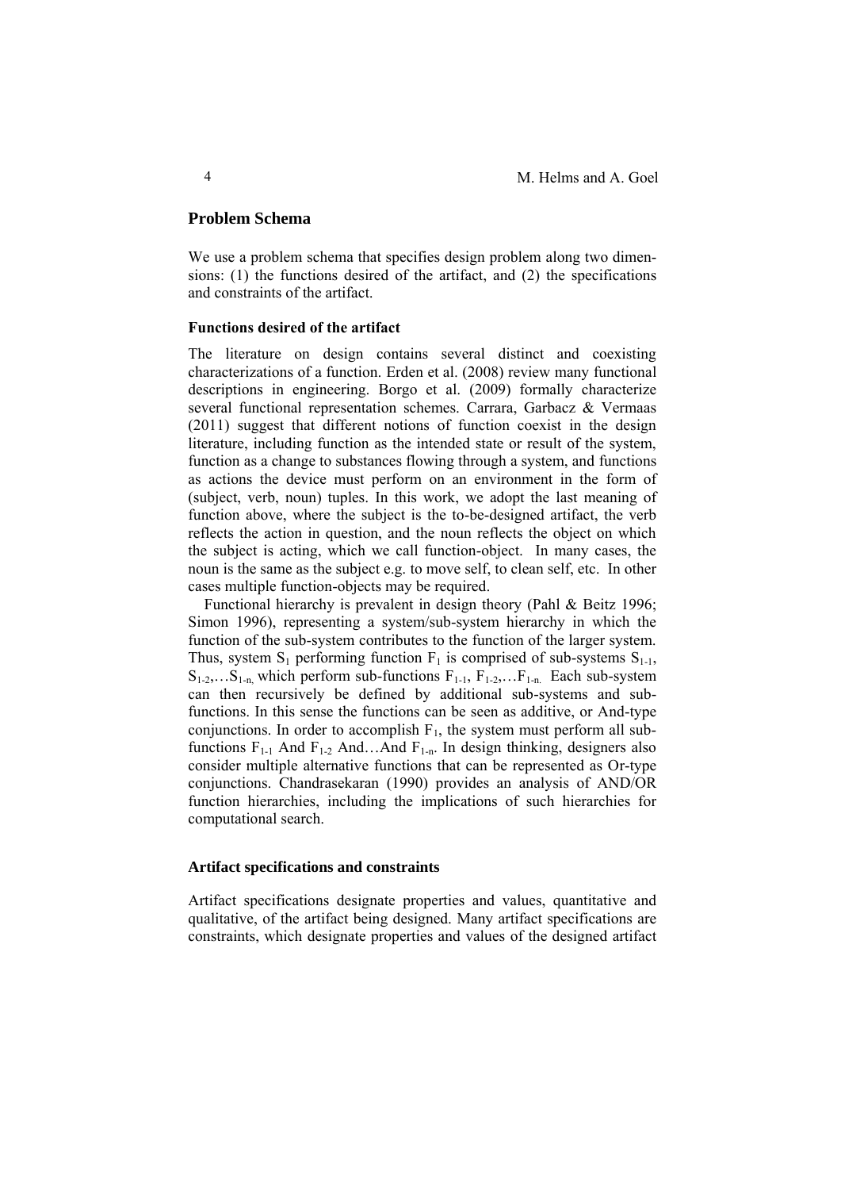## Problem Schema

We use a problem schema that specifies design problem along two dimensions: (1) the functions desired of the artifact, and (2) the specifications and constraints of the artifact.

### Functions desired of the artifact

The literature on design contains several distinct and coexisting characterizations of a function. Erden et al. (2008) review many functional descriptions in engineering. Borgo et al. (2009) formally characterize several functional representation schemes. Carrara, Garbacz & Vermaas (2011) suggest that different notions of function coexist in the design literature, including function as the intended state or result of the system, function as a change to substances flowing through a system, and functions as actions the device must perform on an environment in the form of (subject, verb, noun) tuples. In this work, we adopt the last meaning of function above, where the subject is the to-be-designed artifact, the verb reflects the action in question, and the noun reflects the object on which the subject is acting, which we call function-object. In many cases, the noun is the same as the subject e.g. to move self, to clean self, etc. In other cases multiple function-objects may be required.

Functional hierarchy is prevalent in design theory (Pahl & Beitz 1996; Simon 1996), representing a system/sub-system hierarchy in which the function of the sub-system contributes to the function of the larger system. Thus, system $S_1$ performing function $F_1$ is comprised of sub-systems $S_{1-1}$, $S_{1-2}$,…$S_{1-n}$, which perform sub-functions $F_{1-1}$, $F_{1-2}$,…$F_{1-n}$. Each sub-system can then recursively be defined by additional sub-systems and sub-functions. In this sense the functions can be seen as additive, or And-type conjunctions. In order to accomplish $F_1$, the system must perform all sub-functions $F_{1-1}$ And $F_{1-2}$ And…And $F_{1-n}$. In design thinking, designers also consider multiple alternative functions that can be represented as Or-type conjunctions. Chandrasekaran (1990) provides an analysis of AND/OR function hierarchies, including the implications of such hierarchies for computational search.

### Artifact specifications and constraints

Artifact specifications designate properties and values, quantitative and qualitative, of the artifact being designed. Many artifact specifications are constraints, which designate properties and values of the designed artifact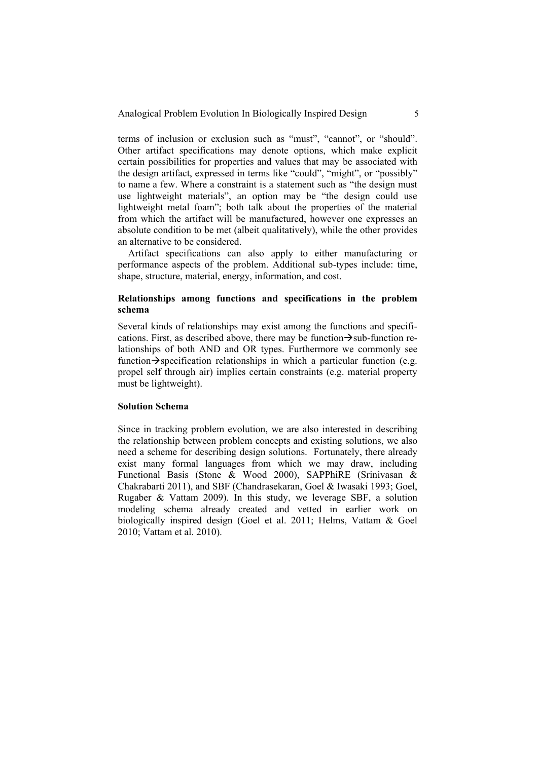terms of inclusion or exclusion such as "must", "cannot", or "should". Other artifact specifications may denote options, which make explicit certain possibilities for properties and values that may be associated with the design artifact, expressed in terms like "could", "might", or "possibly" to name a few. Where a constraint is a statement such as "the design must use lightweight materials", an option may be "the design could use lightweight metal foam"; both talk about the properties of the material from which the artifact will be manufactured, however one expresses an absolute condition to be met (albeit qualitatively), while the other provides an alternative to be considered.

Artifact specifications can also apply to either manufacturing or performance aspects of the problem. Additional sub-types include: time, shape, structure, material, energy, information, and cost.

### Relationships among functions and specifications in the problem schema

Several kinds of relationships may exist among the functions and specifications. First, as described above, there may be function→sub-function relationships of both AND and OR types. Furthermore we commonly see function→specification relationships in which a particular function (e.g. propel self through air) implies certain constraints (e.g. material property must be lightweight).

### Solution Schema

Since in tracking problem evolution, we are also interested in describing the relationship between problem concepts and existing solutions, we also need a scheme for describing design solutions. Fortunately, there already exist many formal languages from which we may draw, including Functional Basis (Stone & Wood 2000), SAPPhiRE (Srinivasan & Chakrabarti 2011), and SBF (Chandrasekaran, Goel & Iwasaki 1993; Goel, Rugaber & Vattam 2009). In this study, we leverage SBF, a solution modeling schema already created and vetted in earlier work on biologically inspired design (Goel et al. 2011; Helms, Vattam & Goel 2010; Vattam et al. 2010).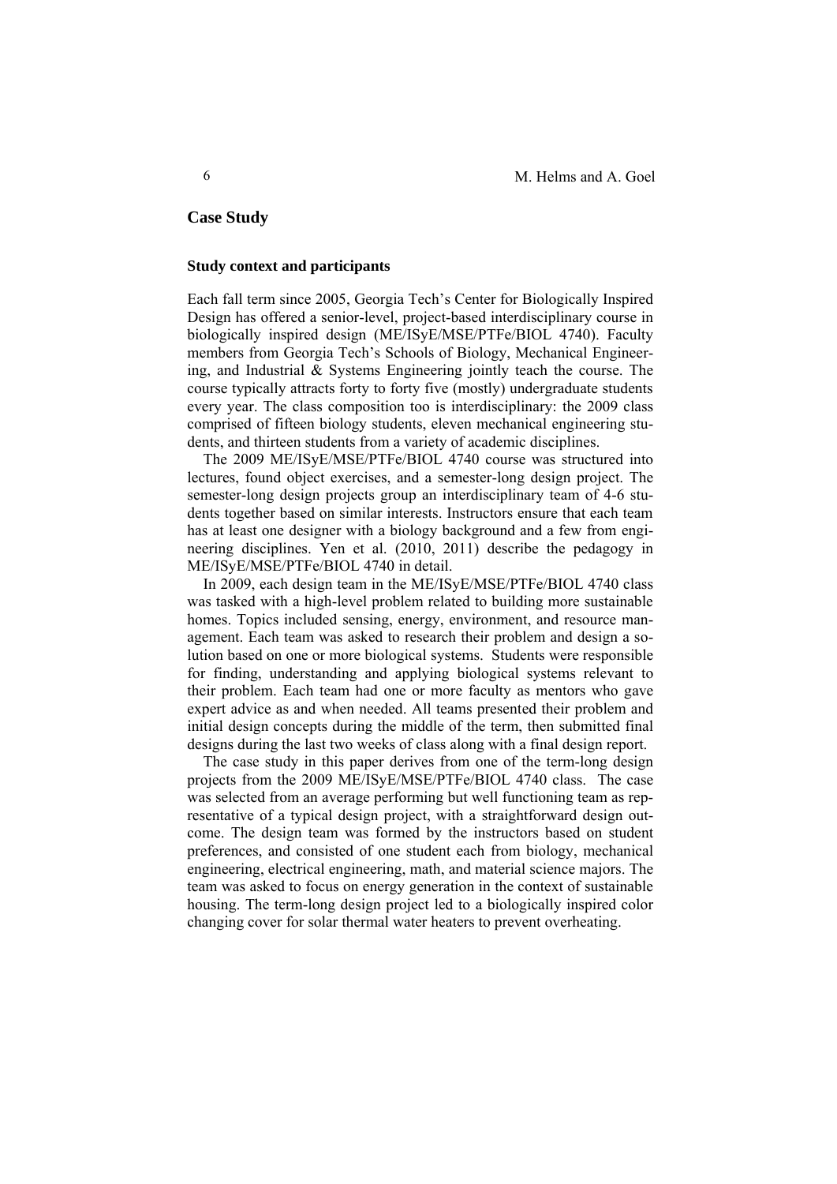## Case Study

### Study context and participants

Each fall term since 2005, Georgia Tech's Center for Biologically Inspired Design has offered a senior-level, project-based interdisciplinary course in biologically inspired design (ME/ISyE/MSE/PTFe/BIOL 4740). Faculty members from Georgia Tech's Schools of Biology, Mechanical Engineering, and Industrial & Systems Engineering jointly teach the course. The course typically attracts forty to forty five (mostly) undergraduate students every year. The class composition too is interdisciplinary: the 2009 class comprised of fifteen biology students, eleven mechanical engineering students, and thirteen students from a variety of academic disciplines.

The 2009 ME/ISyE/MSE/PTFe/BIOL 4740 course was structured into lectures, found object exercises, and a semester-long design project. The semester-long design projects group an interdisciplinary team of 4-6 students together based on similar interests. Instructors ensure that each team has at least one designer with a biology background and a few from engineering disciplines. Yen et al. (2010, 2011) describe the pedagogy in ME/ISyE/MSE/PTFe/BIOL 4740 in detail.

In 2009, each design team in the ME/ISyE/MSE/PTFe/BIOL 4740 class was tasked with a high-level problem related to building more sustainable homes. Topics included sensing, energy, environment, and resource management. Each team was asked to research their problem and design a solution based on one or more biological systems. Students were responsible for finding, understanding and applying biological systems relevant to their problem. Each team had one or more faculty as mentors who gave expert advice as and when needed. All teams presented their problem and initial design concepts during the middle of the term, then submitted final designs during the last two weeks of class along with a final design report.

The case study in this paper derives from one of the term-long design projects from the 2009 ME/ISyE/MSE/PTFe/BIOL 4740 class. The case was selected from an average performing but well functioning team as representative of a typical design project, with a straightforward design outcome. The design team was formed by the instructors based on student preferences, and consisted of one student each from biology, mechanical engineering, electrical engineering, math, and material science majors. The team was asked to focus on energy generation in the context of sustainable housing. The term-long design project led to a biologically inspired color changing cover for solar thermal water heaters to prevent overheating.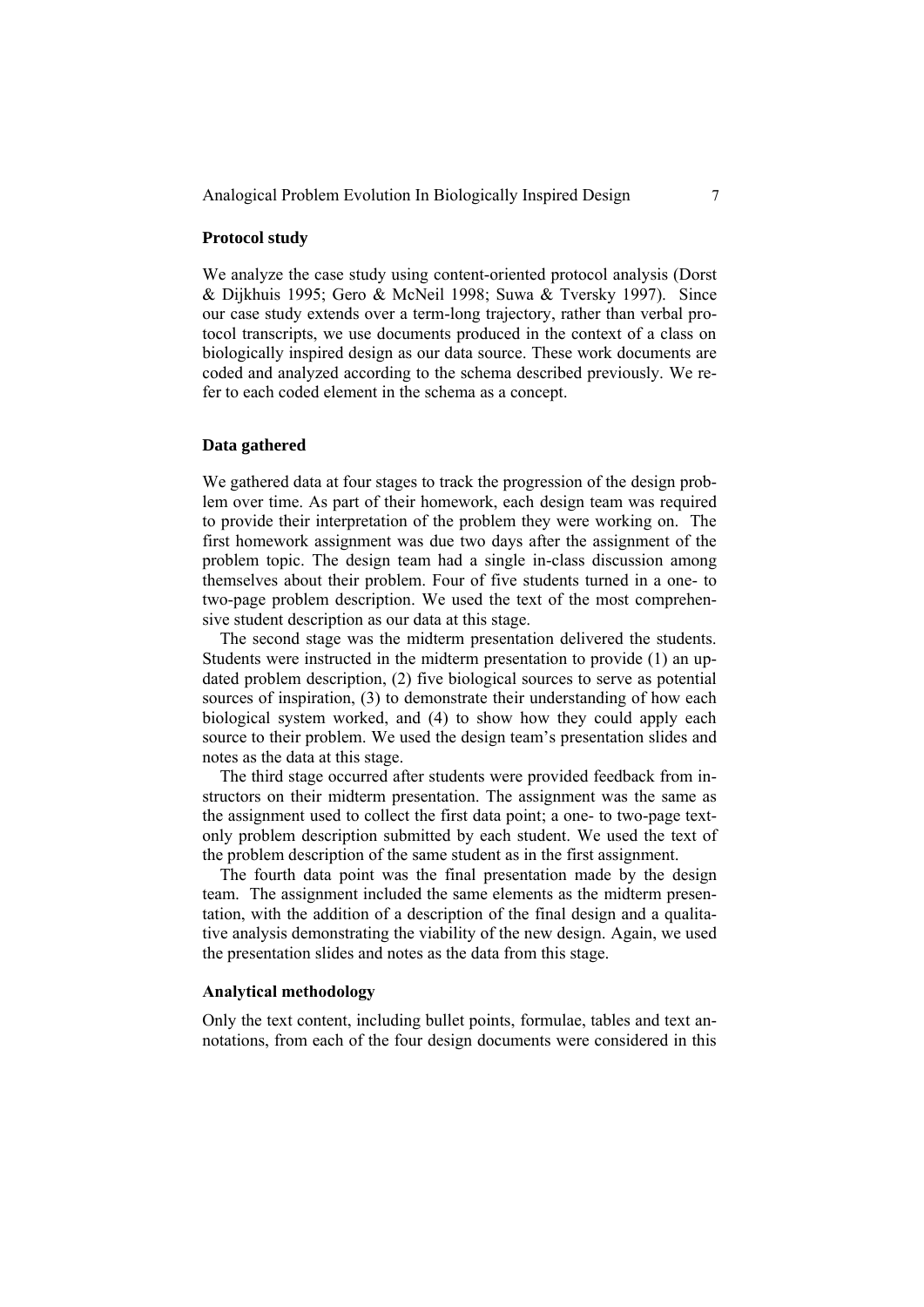### Protocol study

We analyze the case study using content-oriented protocol analysis (Dorst & Dijkhuis 1995; Gero & McNeil 1998; Suwa & Tversky 1997). Since our case study extends over a term-long trajectory, rather than verbal protocol transcripts, we use documents produced in the context of a class on biologically inspired design as our data source. These work documents are coded and analyzed according to the schema described previously. We refer to each coded element in the schema as a concept.

### Data gathered

We gathered data at four stages to track the progression of the design problem over time. As part of their homework, each design team was required to provide their interpretation of the problem they were working on. The first homework assignment was due two days after the assignment of the problem topic. The design team had a single in-class discussion among themselves about their problem. Four of five students turned in a one- to two-page problem description. We used the text of the most comprehensive student description as our data at this stage.

The second stage was the midterm presentation delivered the students. Students were instructed in the midterm presentation to provide (1) an updated problem description, (2) five biological sources to serve as potential sources of inspiration, (3) to demonstrate their understanding of how each biological system worked, and (4) to show how they could apply each source to their problem. We used the design team's presentation slides and notes as the data at this stage.

The third stage occurred after students were provided feedback from instructors on their midterm presentation. The assignment was the same as the assignment used to collect the first data point; a one- to two-page text-only problem description submitted by each student. We used the text of the problem description of the same student as in the first assignment.

The fourth data point was the final presentation made by the design team. The assignment included the same elements as the midterm presentation, with the addition of a description of the final design and a qualitative analysis demonstrating the viability of the new design. Again, we used the presentation slides and notes as the data from this stage.

### Analytical methodology

Only the text content, including bullet points, formulae, tables and text annotations, from each of the four design documents were considered in this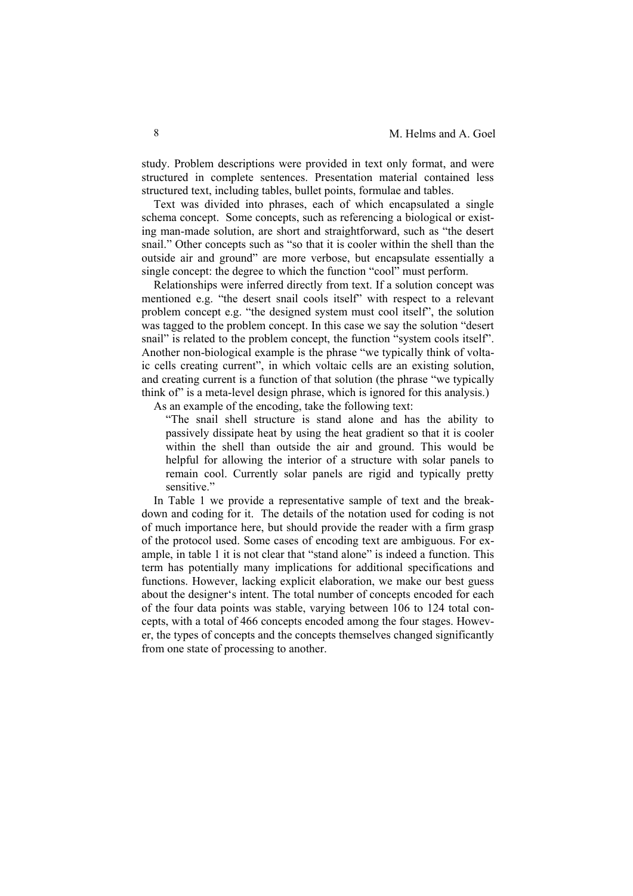study. Problem descriptions were provided in text only format, and were structured in complete sentences. Presentation material contained less structured text, including tables, bullet points, formulae and tables.

Text was divided into phrases, each of which encapsulated a single schema concept. Some concepts, such as referencing a biological or existing man-made solution, are short and straightforward, such as "the desert snail." Other concepts such as "so that it is cooler within the shell than the outside air and ground" are more verbose, but encapsulate essentially a single concept: the degree to which the function "cool" must perform.

Relationships were inferred directly from text. If a solution concept was mentioned e.g. "the desert snail cools itself" with respect to a relevant problem concept e.g. "the designed system must cool itself", the solution was tagged to the problem concept. In this case we say the solution "desert snail" is related to the problem concept, the function "system cools itself". Another non-biological example is the phrase "we typically think of voltaic cells creating current", in which voltaic cells are an existing solution, and creating current is a function of that solution (the phrase "we typically think of" is a meta-level design phrase, which is ignored for this analysis.)

As an example of the encoding, take the following text:

> "The snail shell structure is stand alone and has the ability to passively dissipate heat by using the heat gradient so that it is cooler within the shell than outside the air and ground. This would be helpful for allowing the interior of a structure with solar panels to remain cool. Currently solar panels are rigid and typically pretty sensitive."

In Table 1 we provide a representative sample of text and the breakdown and coding for it. The details of the notation used for coding is not of much importance here, but should provide the reader with a firm grasp of the protocol used. Some cases of encoding text are ambiguous. For example, in table 1 it is not clear that "stand alone" is indeed a function. This term has potentially many implications for additional specifications and functions. However, lacking explicit elaboration, we make our best guess about the designer's intent. The total number of concepts encoded for each of the four data points was stable, varying between 106 to 124 total concepts, with a total of 466 concepts encoded among the four stages. However, the types of concepts and the concepts themselves changed significantly from one state of processing to another.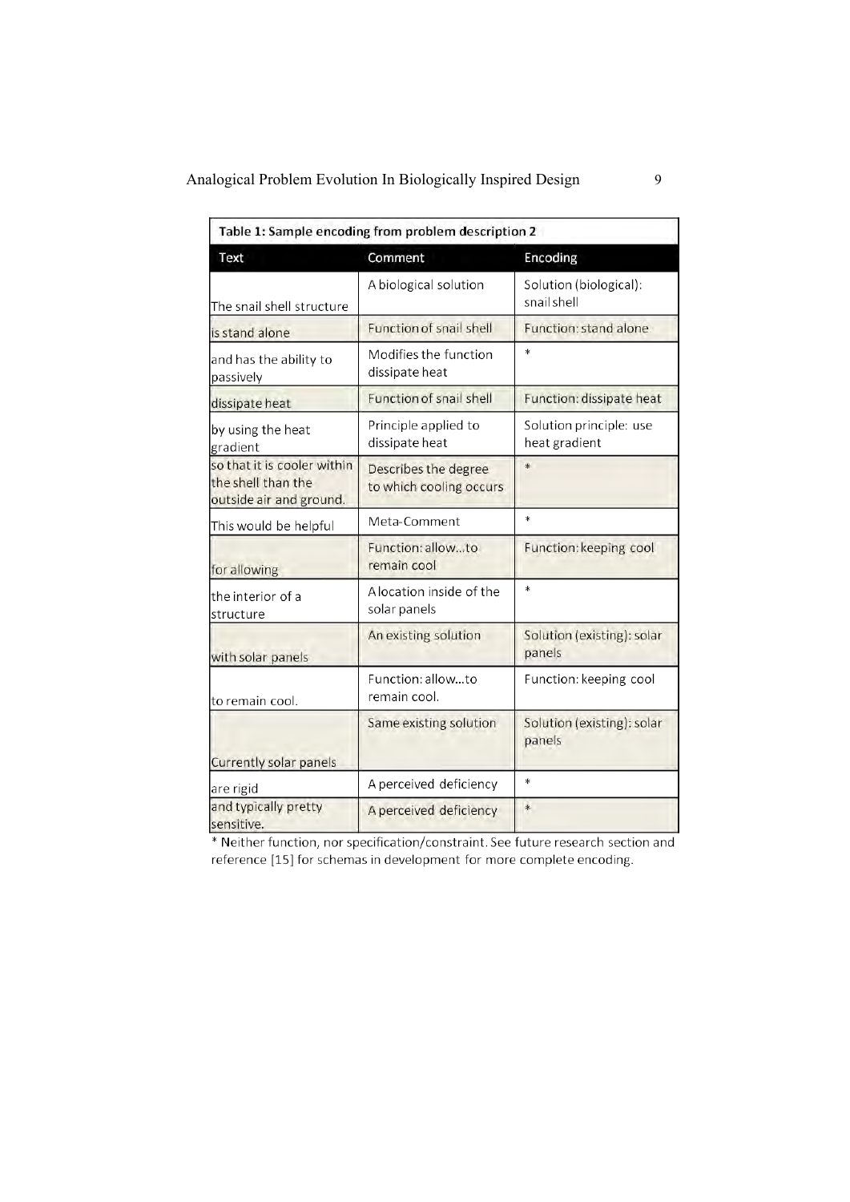**Table 1: Sample encoding from problem description 2**

| Text | Comment | Encoding |
|---|---|---|
| The snail shell structure | A biological solution | Solution (biological): snail shell |
| is stand alone | Function of snail shell | Function: stand alone |
| and has the ability to passively | Modifies the function dissipate heat | * |
| dissipate heat | Function of snail shell | Function: dissipate heat |
| by using the heat gradient | Principle applied to dissipate heat | Solution principle: use heat gradient |
| so that it is cooler within the shell than the outside air and ground. | Describes the degree to which cooling occurs | * |
| This would be helpful | Meta-Comment | * |
| for allowing | Function: allow...to remain cool | Function: keeping cool |
| the interior of a structure | A location inside of the solar panels | * |
| with solar panels | An existing solution | Solution (existing): solar panels |
| to remain cool. | Function: allow...to remain cool. | Function: keeping cool |
| Currently solar panels | Same existing solution | Solution (existing): solar panels |
| are rigid | A perceived deficiency | * |
| and typically pretty sensitive. | A perceived deficiency | * |

* Neither function, nor specification/constraint. See future research section and reference [15] for schemas in development for more complete encoding.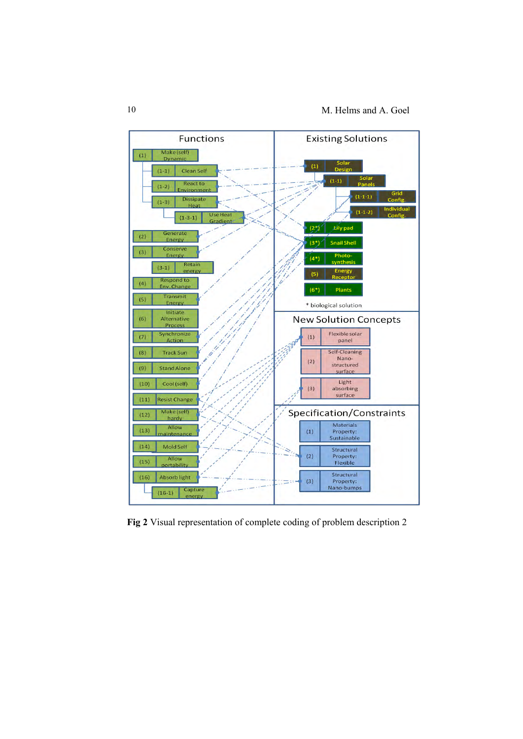**Fig 2** Visual representation of complete coding of problem description 2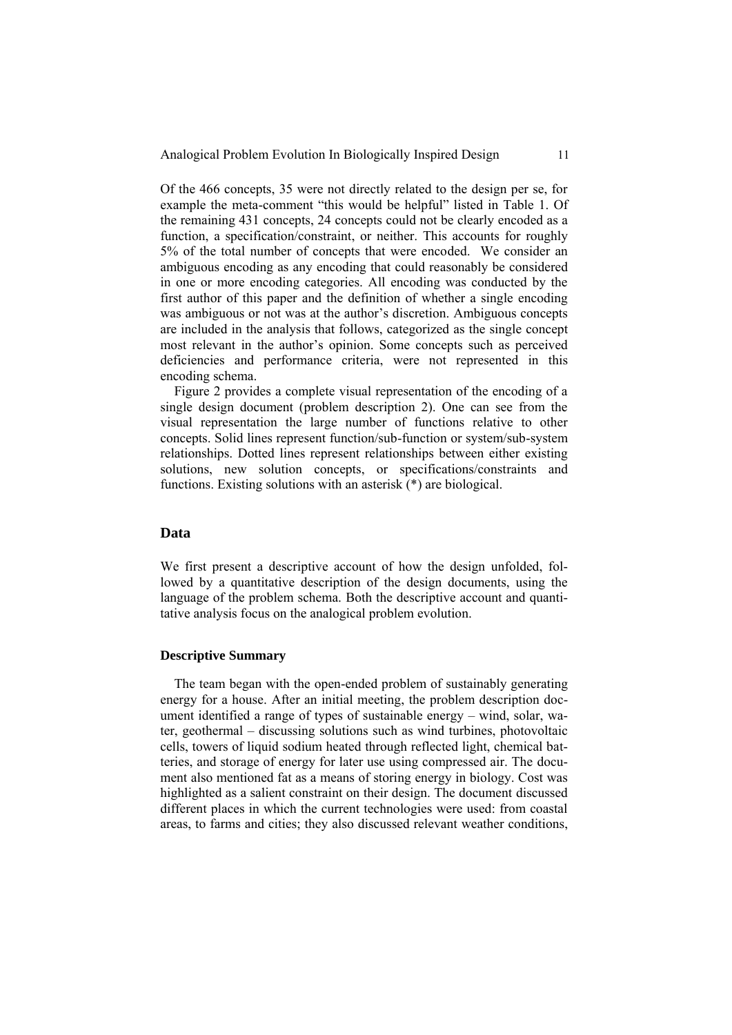Of the 466 concepts, 35 were not directly related to the design per se, for example the meta-comment "this would be helpful" listed in Table 1. Of the remaining 431 concepts, 24 concepts could not be clearly encoded as a function, a specification/constraint, or neither. This accounts for roughly 5% of the total number of concepts that were encoded. We consider an ambiguous encoding as any encoding that could reasonably be considered in one or more encoding categories. All encoding was conducted by the first author of this paper and the definition of whether a single encoding was ambiguous or not was at the author's discretion. Ambiguous concepts are included in the analysis that follows, categorized as the single concept most relevant in the author's opinion. Some concepts such as perceived deficiencies and performance criteria, were not represented in this encoding schema.

Figure 2 provides a complete visual representation of the encoding of a single design document (problem description 2). One can see from the visual representation the large number of functions relative to other concepts. Solid lines represent function/sub-function or system/sub-system relationships. Dotted lines represent relationships between either existing solutions, new solution concepts, or specifications/constraints and functions. Existing solutions with an asterisk (*) are biological.

## Data

We first present a descriptive account of how the design unfolded, followed by a quantitative description of the design documents, using the language of the problem schema. Both the descriptive account and quantitative analysis focus on the analogical problem evolution.

### Descriptive Summary

The team began with the open-ended problem of sustainably generating energy for a house. After an initial meeting, the problem description document identified a range of types of sustainable energy – wind, solar, water, geothermal – discussing solutions such as wind turbines, photovoltaic cells, towers of liquid sodium heated through reflected light, chemical batteries, and storage of energy for later use using compressed air. The document also mentioned fat as a means of storing energy in biology. Cost was highlighted as a salient constraint on their design. The document discussed different places in which the current technologies were used: from coastal areas, to farms and cities; they also discussed relevant weather conditions,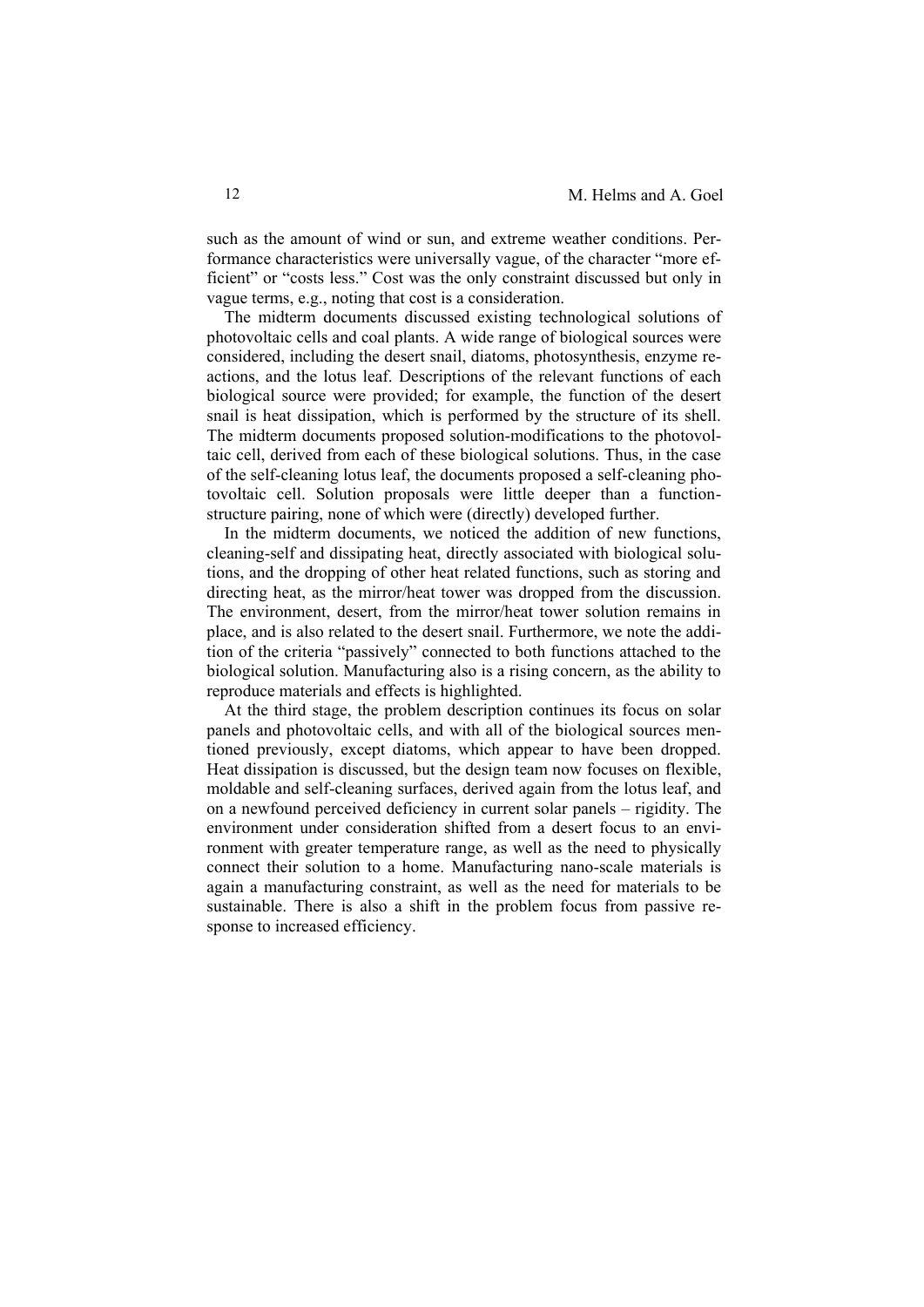such as the amount of wind or sun, and extreme weather conditions. Performance characteristics were universally vague, of the character "more efficient" or "costs less." Cost was the only constraint discussed but only in vague terms, e.g., noting that cost is a consideration.

The midterm documents discussed existing technological solutions of photovoltaic cells and coal plants. A wide range of biological sources were considered, including the desert snail, diatoms, photosynthesis, enzyme reactions, and the lotus leaf. Descriptions of the relevant functions of each biological source were provided; for example, the function of the desert snail is heat dissipation, which is performed by the structure of its shell. The midterm documents proposed solution-modifications to the photovoltaic cell, derived from each of these biological solutions. Thus, in the case of the self-cleaning lotus leaf, the documents proposed a self-cleaning photovoltaic cell. Solution proposals were little deeper than a function-structure pairing, none of which were (directly) developed further.

In the midterm documents, we noticed the addition of new functions, cleaning-self and dissipating heat, directly associated with biological solutions, and the dropping of other heat related functions, such as storing and directing heat, as the mirror/heat tower was dropped from the discussion. The environment, desert, from the mirror/heat tower solution remains in place, and is also related to the desert snail. Furthermore, we note the addition of the criteria "passively" connected to both functions attached to the biological solution. Manufacturing also is a rising concern, as the ability to reproduce materials and effects is highlighted.

At the third stage, the problem description continues its focus on solar panels and photovoltaic cells, and with all of the biological sources mentioned previously, except diatoms, which appear to have been dropped. Heat dissipation is discussed, but the design team now focuses on flexible, moldable and self-cleaning surfaces, derived again from the lotus leaf, and on a newfound perceived deficiency in current solar panels – rigidity. The environment under consideration shifted from a desert focus to an environment with greater temperature range, as well as the need to physically connect their solution to a home. Manufacturing nano-scale materials is again a manufacturing constraint, as well as the need for materials to be sustainable. There is also a shift in the problem focus from passive response to increased efficiency.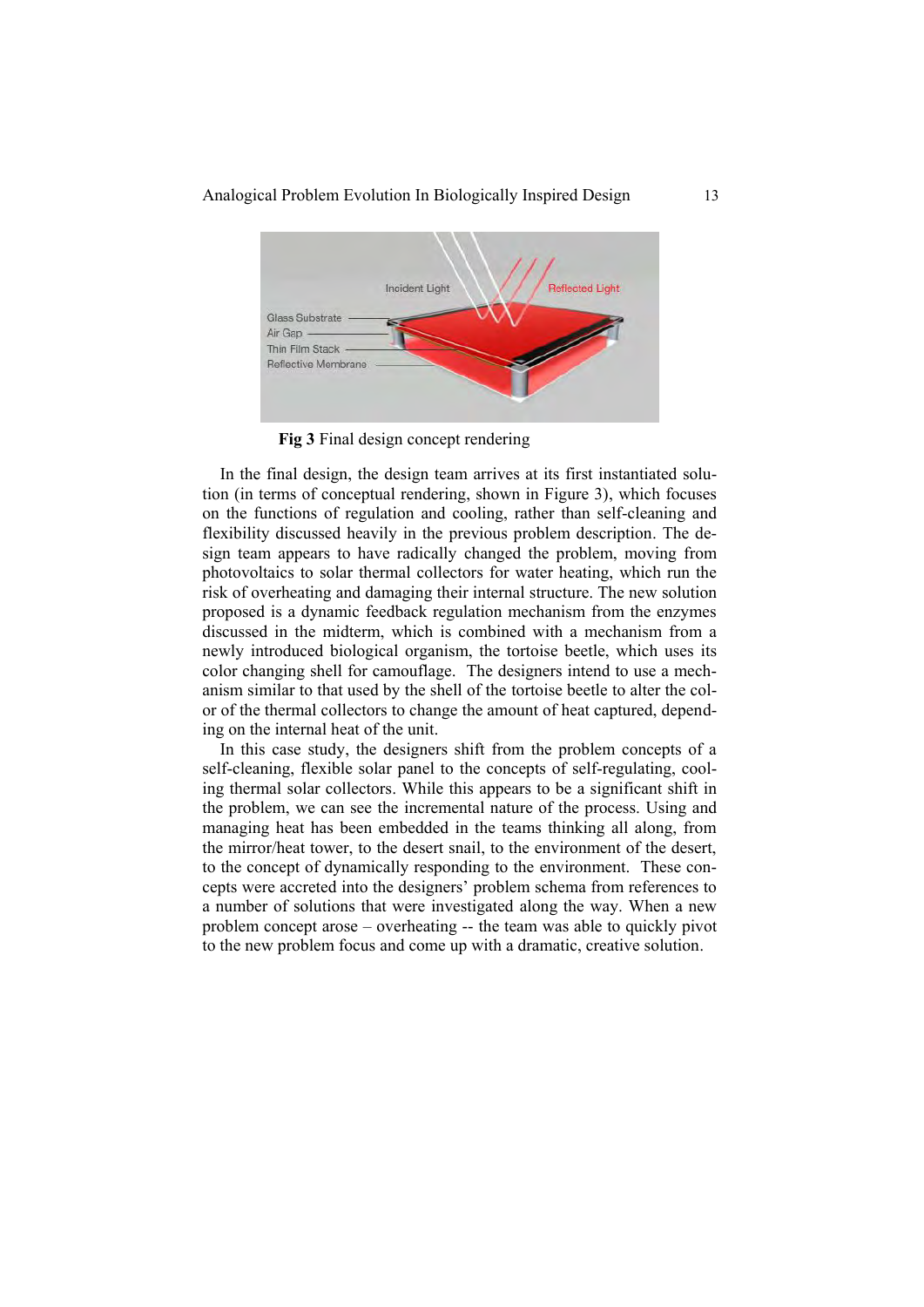**Fig 3** Final design concept rendering

In the final design, the design team arrives at its first instantiated solution (in terms of conceptual rendering, shown in Figure 3), which focuses on the functions of regulation and cooling, rather than self-cleaning and flexibility discussed heavily in the previous problem description. The design team appears to have radically changed the problem, moving from photovoltaics to solar thermal collectors for water heating, which run the risk of overheating and damaging their internal structure. The new solution proposed is a dynamic feedback regulation mechanism from the enzymes discussed in the midterm, which is combined with a mechanism from a newly introduced biological organism, the tortoise beetle, which uses its color changing shell for camouflage. The designers intend to use a mechanism similar to that used by the shell of the tortoise beetle to alter the color of the thermal collectors to change the amount of heat captured, depending on the internal heat of the unit.

In this case study, the designers shift from the problem concepts of a self-cleaning, flexible solar panel to the concepts of self-regulating, cooling thermal solar collectors. While this appears to be a significant shift in the problem, we can see the incremental nature of the process. Using and managing heat has been embedded in the teams thinking all along, from the mirror/heat tower, to the desert snail, to the environment of the desert, to the concept of dynamically responding to the environment. These concepts were accreted into the designers' problem schema from references to a number of solutions that were investigated along the way. When a new problem concept arose – overheating -- the team was able to quickly pivot to the new problem focus and come up with a dramatic, creative solution.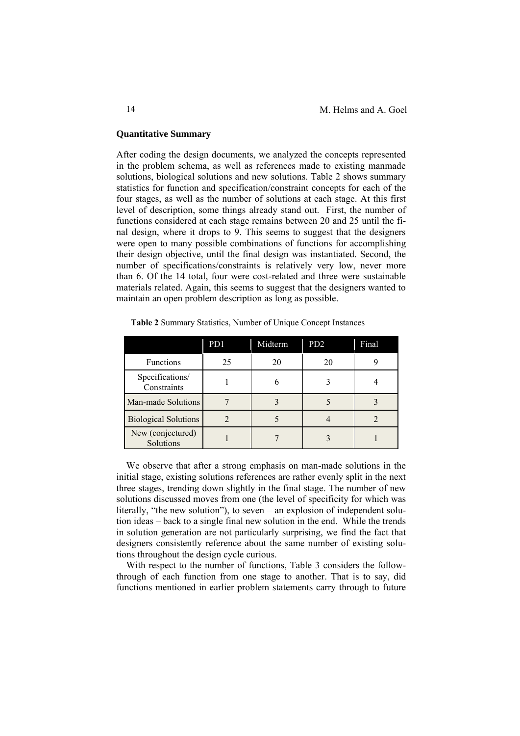### Quantitative Summary

After coding the design documents, we analyzed the concepts represented in the problem schema, as well as references made to existing manmade solutions, biological solutions and new solutions. Table 2 shows summary statistics for function and specification/constraint concepts for each of the four stages, as well as the number of solutions at each stage. At this first level of description, some things already stand out. First, the number of functions considered at each stage remains between 20 and 25 until the final design, where it drops to 9. This seems to suggest that the designers were open to many possible combinations of functions for accomplishing their design objective, until the final design was instantiated. Second, the number of specifications/constraints is relatively very low, never more than 6. Of the 14 total, four were cost-related and three were sustainable materials related. Again, this seems to suggest that the designers wanted to maintain an open problem description as long as possible.

**Table 2** Summary Statistics, Number of Unique Concept Instances

| | PD1 | Midterm | PD2 | Final |
|---|---|---|---|---|
| Functions | 25 | 20 | 20 | 9 |
| Specifications/ Constraints | 1 | 6 | 3 | 4 |
| Man-made Solutions | 7 | 3 | 5 | 3 |
| Biological Solutions | 2 | 5 | 4 | 2 |
| New (conjectured) Solutions | 1 | 7 | 3 | 1 |

We observe that after a strong emphasis on man-made solutions in the initial stage, existing solutions references are rather evenly split in the next three stages, trending down slightly in the final stage. The number of new solutions discussed moves from one (the level of specificity for which was literally, "the new solution"), to seven – an explosion of independent solution ideas – back to a single final new solution in the end. While the trends in solution generation are not particularly surprising, we find the fact that designers consistently reference about the same number of existing solutions throughout the design cycle curious.

With respect to the number of functions, Table 3 considers the follow-through of each function from one stage to another. That is to say, did functions mentioned in earlier problem statements carry through to future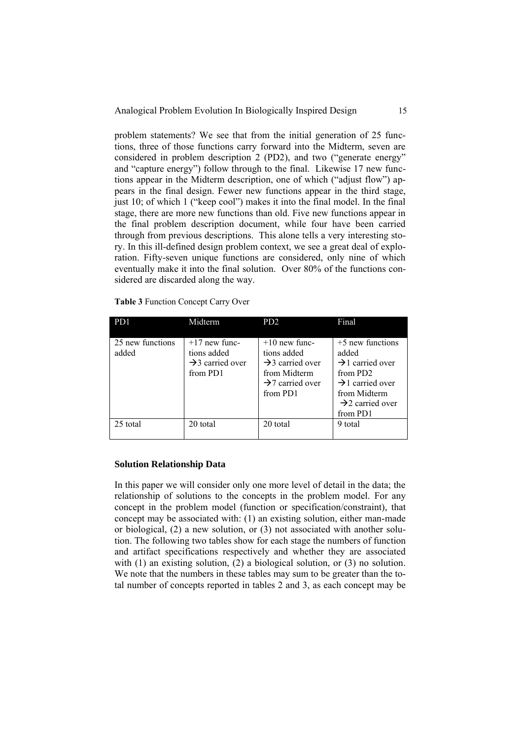problem statements? We see that from the initial generation of 25 functions, three of those functions carry forward into the Midterm, seven are considered in problem description 2 (PD2), and two ("generate energy" and "capture energy") follow through to the final. Likewise 17 new functions appear in the Midterm description, one of which ("adjust flow") appears in the final design. Fewer new functions appear in the third stage, just 10; of which 1 ("keep cool") makes it into the final model. In the final stage, there are more new functions than old. Five new functions appear in the final problem description document, while four have been carried through from previous descriptions. This alone tells a very interesting story. In this ill-defined design problem context, we see a great deal of exploration. Fifty-seven unique functions are considered, only nine of which eventually make it into the final solution. Over 80% of the functions considered are discarded along the way.

**Table 3** Function Concept Carry Over

| PD1 | Midterm | PD2 | Final |
|---|---|---|---|
| 25 new functions added | +17 new functions added →3 carried over from PD1 | +10 new functions added →3 carried over from Midterm →7 carried over from PD1 | +5 new functions added →1 carried over from PD2 →1 carried over from Midterm →2 carried over from PD1 |
| 25 total | 20 total | 20 total | 9 total |

### Solution Relationship Data

In this paper we will consider only one more level of detail in the data; the relationship of solutions to the concepts in the problem model. For any concept in the problem model (function or specification/constraint), that concept may be associated with: (1) an existing solution, either man-made or biological, (2) a new solution, or (3) not associated with another solution. The following two tables show for each stage the numbers of function and artifact specifications respectively and whether they are associated with (1) an existing solution, (2) a biological solution, or (3) no solution. We note that the numbers in these tables may sum to be greater than the total number of concepts reported in tables 2 and 3, as each concept may be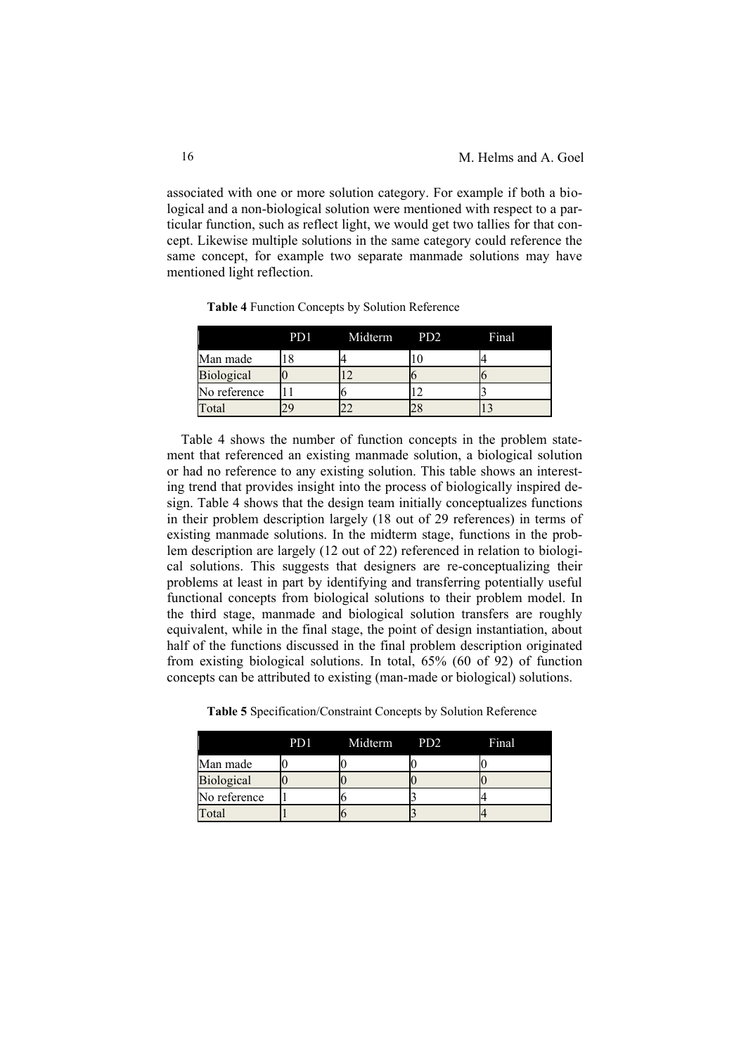associated with one or more solution category. For example if both a biological and a non-biological solution were mentioned with respect to a particular function, such as reflect light, we would get two tallies for that concept. Likewise multiple solutions in the same category could reference the same concept, for example two separate manmade solutions may have mentioned light reflection.

**Table 4** Function Concepts by Solution Reference

| | PD1 | Midterm | PD2 | Final |
|---|---|---|---|---|
| Man made | 18 | 4 | 10 | 4 |
| Biological | 0 | 12 | 6 | 6 |
| No reference | 11 | 6 | 12 | 3 |
| Total | 29 | 22 | 28 | 13 |

Table 4 shows the number of function concepts in the problem statement that referenced an existing manmade solution, a biological solution or had no reference to any existing solution. This table shows an interesting trend that provides insight into the process of biologically inspired design. Table 4 shows that the design team initially conceptualizes functions in their problem description largely (18 out of 29 references) in terms of existing manmade solutions. In the midterm stage, functions in the problem description are largely (12 out of 22) referenced in relation to biological solutions. This suggests that designers are re-conceptualizing their problems at least in part by identifying and transferring potentially useful functional concepts from biological solutions to their problem model. In the third stage, manmade and biological solution transfers are roughly equivalent, while in the final stage, the point of design instantiation, about half of the functions discussed in the final problem description originated from existing biological solutions. In total, 65% (60 of 92) of function concepts can be attributed to existing (man-made or biological) solutions.

**Table 5** Specification/Constraint Concepts by Solution Reference

| | PD1 | Midterm | PD2 | Final |
|---|---|---|---|---|
| Man made | 0 | 0 | 0 | 0 |
| Biological | 0 | 0 | 0 | 0 |
| No reference | 1 | 6 | 3 | 4 |
| Total | 1 | 6 | 3 | 4 |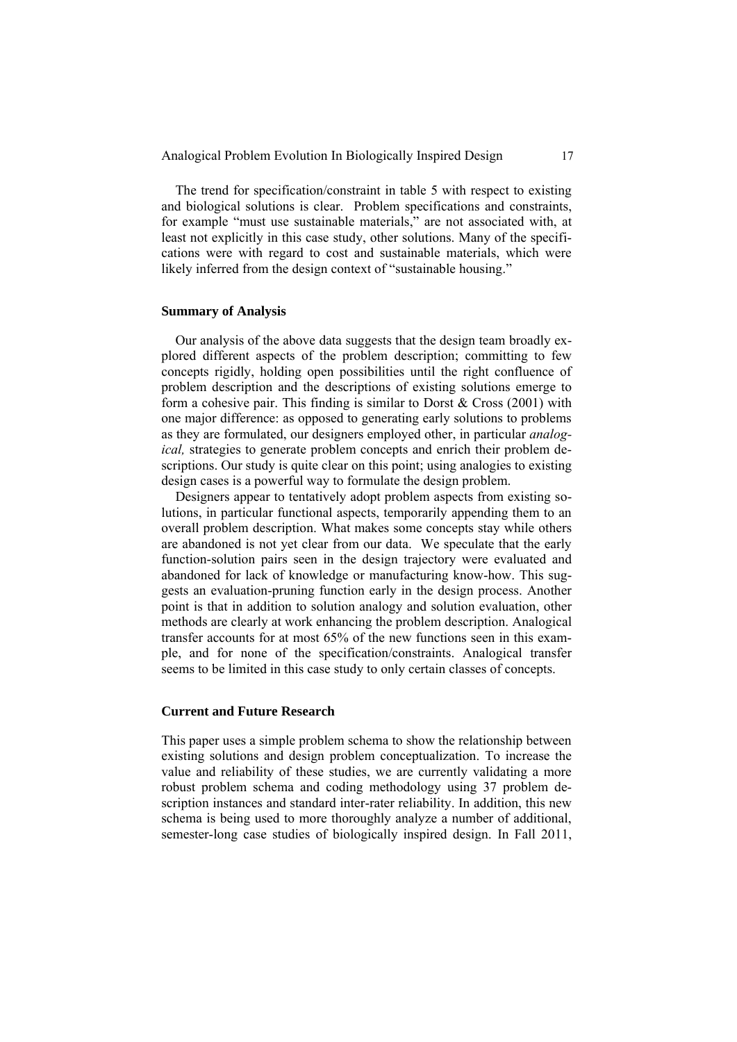The trend for specification/constraint in table 5 with respect to existing and biological solutions is clear. Problem specifications and constraints, for example "must use sustainable materials," are not associated with, at least not explicitly in this case study, other solutions. Many of the specifications were with regard to cost and sustainable materials, which were likely inferred from the design context of "sustainable housing."

### Summary of Analysis

Our analysis of the above data suggests that the design team broadly explored different aspects of the problem description; committing to few concepts rigidly, holding open possibilities until the right confluence of problem description and the descriptions of existing solutions emerge to form a cohesive pair. This finding is similar to Dorst & Cross (2001) with one major difference: as opposed to generating early solutions to problems as they are formulated, our designers employed other, in particular *analogical,* strategies to generate problem concepts and enrich their problem descriptions. Our study is quite clear on this point; using analogies to existing design cases is a powerful way to formulate the design problem.

Designers appear to tentatively adopt problem aspects from existing solutions, in particular functional aspects, temporarily appending them to an overall problem description. What makes some concepts stay while others are abandoned is not yet clear from our data. We speculate that the early function-solution pairs seen in the design trajectory were evaluated and abandoned for lack of knowledge or manufacturing know-how. This suggests an evaluation-pruning function early in the design process. Another point is that in addition to solution analogy and solution evaluation, other methods are clearly at work enhancing the problem description. Analogical transfer accounts for at most 65% of the new functions seen in this example, and for none of the specification/constraints. Analogical transfer seems to be limited in this case study to only certain classes of concepts.

### Current and Future Research

This paper uses a simple problem schema to show the relationship between existing solutions and design problem conceptualization. To increase the value and reliability of these studies, we are currently validating a more robust problem schema and coding methodology using 37 problem description instances and standard inter-rater reliability. In addition, this new schema is being used to more thoroughly analyze a number of additional, semester-long case studies of biologically inspired design. In Fall 2011,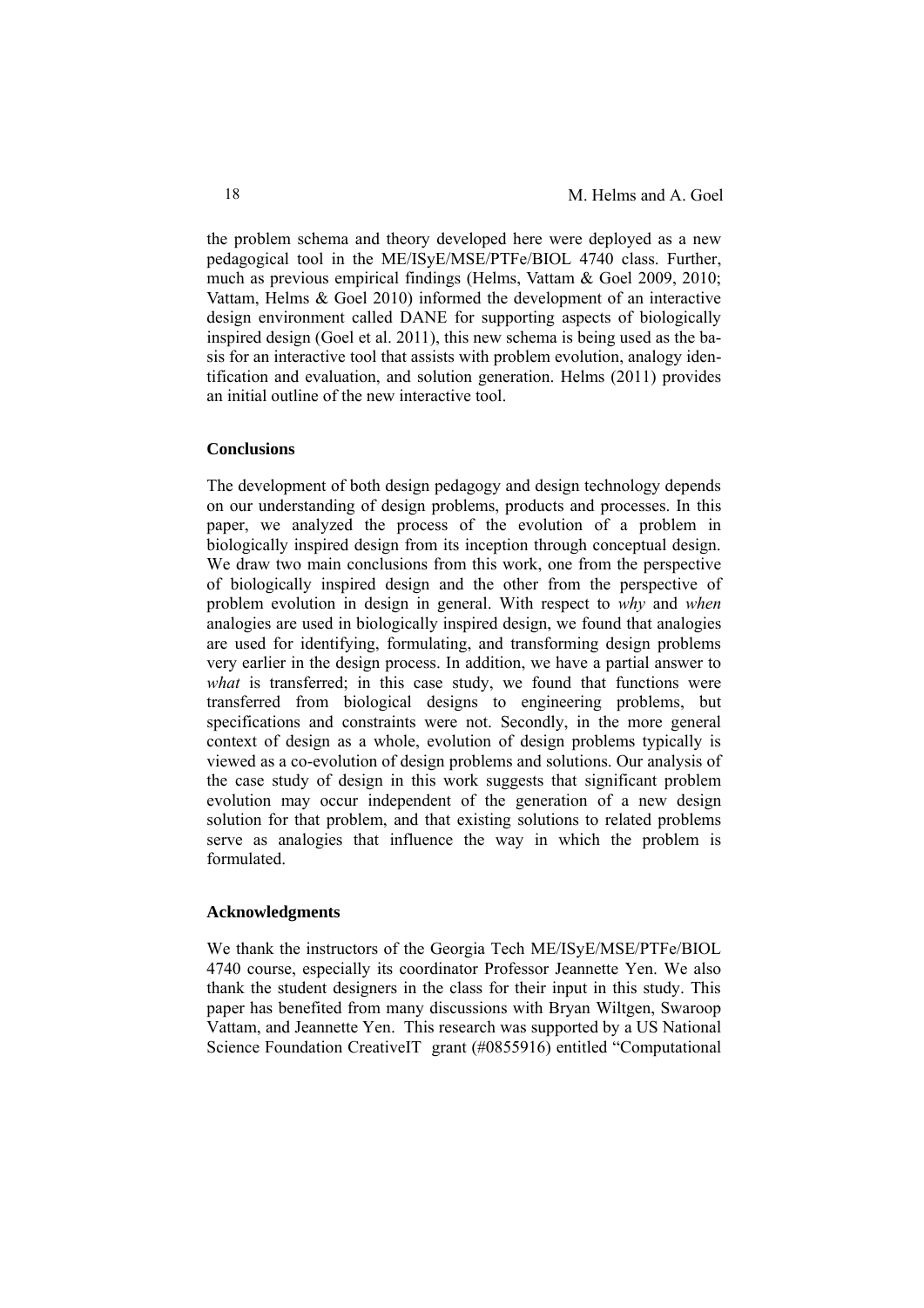the problem schema and theory developed here were deployed as a new pedagogical tool in the ME/ISyE/MSE/PTFe/BIOL 4740 class. Further, much as previous empirical findings (Helms, Vattam & Goel 2009, 2010; Vattam, Helms & Goel 2010) informed the development of an interactive design environment called DANE for supporting aspects of biologically inspired design (Goel et al. 2011), this new schema is being used as the basis for an interactive tool that assists with problem evolution, analogy identification and evaluation, and solution generation. Helms (2011) provides an initial outline of the new interactive tool.

## Conclusions

The development of both design pedagogy and design technology depends on our understanding of design problems, products and processes. In this paper, we analyzed the process of the evolution of a problem in biologically inspired design from its inception through conceptual design. We draw two main conclusions from this work, one from the perspective of biologically inspired design and the other from the perspective of problem evolution in design in general. With respect to *why* and *when* analogies are used in biologically inspired design, we found that analogies are used for identifying, formulating, and transforming design problems very earlier in the design process. In addition, we have a partial answer to *what* is transferred; in this case study, we found that functions were transferred from biological designs to engineering problems, but specifications and constraints were not. Secondly, in the more general context of design as a whole, evolution of design problems typically is viewed as a co-evolution of design problems and solutions. Our analysis of the case study of design in this work suggests that significant problem evolution may occur independent of the generation of a new design solution for that problem, and that existing solutions to related problems serve as analogies that influence the way in which the problem is formulated.

## Acknowledgments

We thank the instructors of the Georgia Tech ME/ISyE/MSE/PTFe/BIOL 4740 course, especially its coordinator Professor Jeannette Yen. We also thank the student designers in the class for their input in this study. This paper has benefited from many discussions with Bryan Wiltgen, Swaroop Vattam, and Jeannette Yen. This research was supported by a US National Science Foundation CreativeIT grant (#0855916) entitled "Computational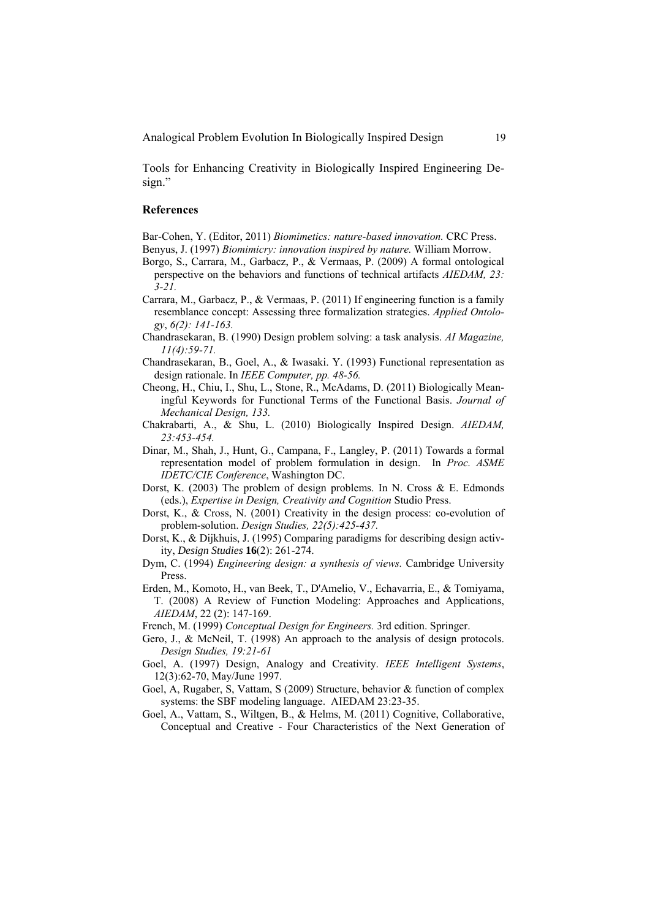Tools for Enhancing Creativity in Biologically Inspired Engineering Design."

## References

Bar-Cohen, Y. (Editor, 2011) *Biomimetics: nature-based innovation.* CRC Press.

Benyus, J. (1997) *Biomimicry: innovation inspired by nature.* William Morrow.

Borgo, S., Carrara, M., Garbacz, P., & Vermaas, P. (2009) A formal ontological perspective on the behaviors and functions of technical artifacts *AIEDAM, 23: 3-21.*

Carrara, M., Garbacz, P., & Vermaas, P. (2011) If engineering function is a family resemblance concept: Assessing three formalization strategies. *Applied Ontology*, *6(2): 141-163.*

Chandrasekaran, B. (1990) Design problem solving: a task analysis. *AI Magazine, 11(4):59-71.*

Chandrasekaran, B., Goel, A., & Iwasaki. Y. (1993) Functional representation as design rationale. In *IEEE Computer, pp. 48-56.*

Cheong, H., Chiu, I., Shu, L., Stone, R., McAdams, D. (2011) Biologically Meaningful Keywords for Functional Terms of the Functional Basis. *Journal of Mechanical Design, 133.*

Chakrabarti, A., & Shu, L. (2010) Biologically Inspired Design. *AIEDAM, 23:453-454.*

Dinar, M., Shah, J., Hunt, G., Campana, F., Langley, P. (2011) Towards a formal representation model of problem formulation in design. In *Proc. ASME IDETC/CIE Conference*, Washington DC.

Dorst, K. (2003) The problem of design problems. In N. Cross & E. Edmonds (eds.), *Expertise in Design, Creativity and Cognition* Studio Press.

Dorst, K., & Cross, N. (2001) Creativity in the design process: co-evolution of problem-solution. *Design Studies, 22(5):425-437.*

Dorst, K., & Dijkhuis, J. (1995) Comparing paradigms for describing design activity, *Design Studies* **16**(2): 261-274.

Dym, C. (1994) *Engineering design: a synthesis of views.* Cambridge University Press.

Erden, M., Komoto, H., van Beek, T., D'Amelio, V., Echavarria, E., & Tomiyama, T. (2008) A Review of Function Modeling: Approaches and Applications, *AIEDAM*, 22 (2): 147-169.

French, M. (1999) *Conceptual Design for Engineers.* 3rd edition. Springer.

Gero, J., & McNeil, T. (1998) An approach to the analysis of design protocols. *Design Studies, 19:21-61*

Goel, A. (1997) Design, Analogy and Creativity. *IEEE Intelligent Systems*, 12(3):62-70, May/June 1997.

Goel, A, Rugaber, S, Vattam, S (2009) Structure, behavior & function of complex systems: the SBF modeling language. AIEDAM 23:23-35.

Goel, A., Vattam, S., Wiltgen, B., & Helms, M. (2011) Cognitive, Collaborative, Conceptual and Creative - Four Characteristics of the Next Generation of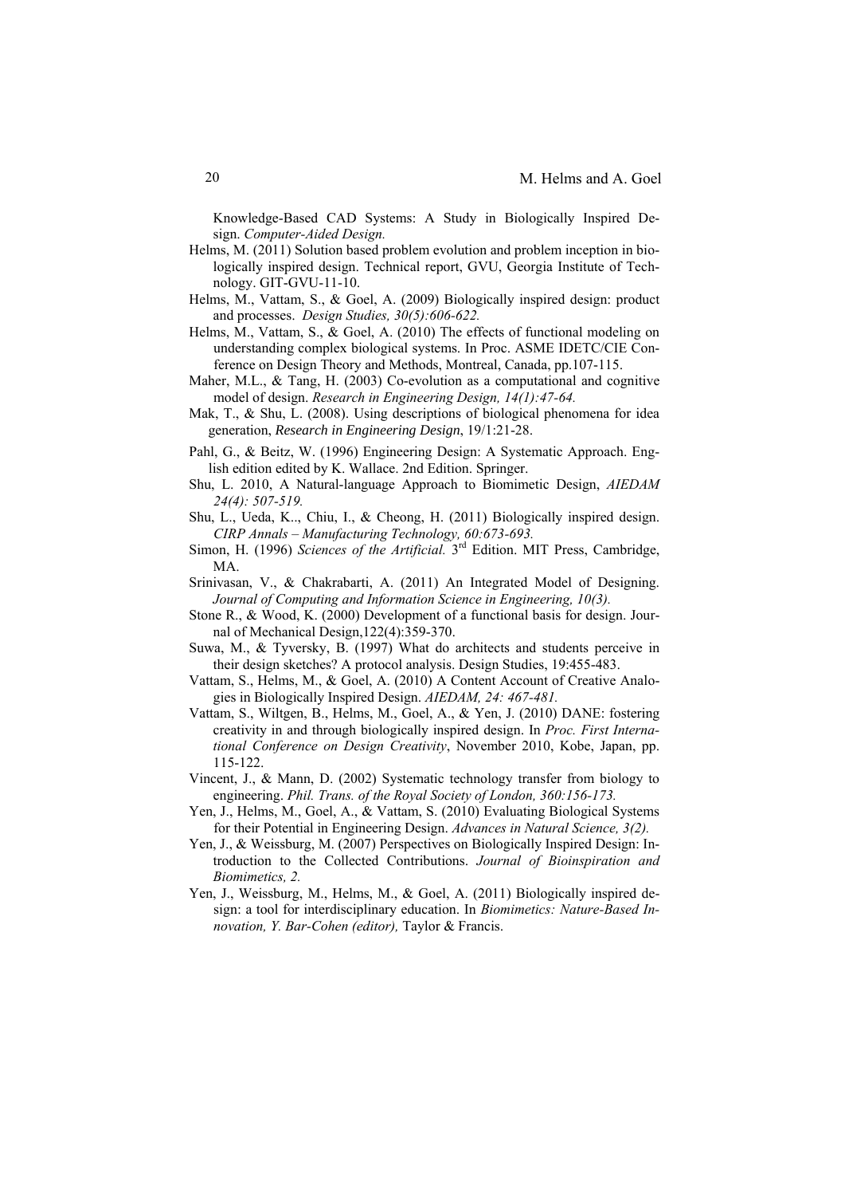Knowledge-Based CAD Systems: A Study in Biologically Inspired Design. *Computer-Aided Design.*

Helms, M. (2011) Solution based problem evolution and problem inception in biologically inspired design. Technical report, GVU, Georgia Institute of Technology. GIT-GVU-11-10.

Helms, M., Vattam, S., & Goel, A. (2009) Biologically inspired design: product and processes. *Design Studies, 30(5):606-622.*

Helms, M., Vattam, S., & Goel, A. (2010) The effects of functional modeling on understanding complex biological systems. In Proc. ASME IDETC/CIE Conference on Design Theory and Methods, Montreal, Canada, pp.107-115.

Maher, M.L., & Tang, H. (2003) Co-evolution as a computational and cognitive model of design. *Research in Engineering Design, 14(1):47-64.*

Mak, T., & Shu, L. (2008). Using descriptions of biological phenomena for idea generation, *Research in Engineering Design*, 19/1:21-28.

Pahl, G., & Beitz, W. (1996) Engineering Design: A Systematic Approach. English edition edited by K. Wallace. 2nd Edition. Springer.

Shu, L. 2010, A Natural-language Approach to Biomimetic Design, *AIEDAM 24(4): 507-519.*

Shu, L., Ueda, K.., Chiu, I., & Cheong, H. (2011) Biologically inspired design. *CIRP Annals – Manufacturing Technology, 60:673-693.*

Simon, H. (1996) *Sciences of the Artificial.* 3rd Edition. MIT Press, Cambridge, MA.

Srinivasan, V., & Chakrabarti, A. (2011) An Integrated Model of Designing. *Journal of Computing and Information Science in Engineering, 10(3).*

Stone R., & Wood, K. (2000) Development of a functional basis for design. Journal of Mechanical Design,122(4):359-370.

Suwa, M., & Tyversky, B. (1997) What do architects and students perceive in their design sketches? A protocol analysis. Design Studies, 19:455-483.

Vattam, S., Helms, M., & Goel, A. (2010) A Content Account of Creative Analogies in Biologically Inspired Design. *AIEDAM, 24: 467-481.*

Vattam, S., Wiltgen, B., Helms, M., Goel, A., & Yen, J. (2010) DANE: fostering creativity in and through biologically inspired design. In *Proc. First International Conference on Design Creativity*, November 2010, Kobe, Japan, pp. 115-122.

Vincent, J., & Mann, D. (2002) Systematic technology transfer from biology to engineering. *Phil. Trans. of the Royal Society of London, 360:156-173.*

Yen, J., Helms, M., Goel, A., & Vattam, S. (2010) Evaluating Biological Systems for their Potential in Engineering Design. *Advances in Natural Science, 3(2).*

Yen, J., & Weissburg, M. (2007) Perspectives on Biologically Inspired Design: Introduction to the Collected Contributions. *Journal of Bioinspiration and Biomimetics, 2.*

Yen, J., Weissburg, M., Helms, M., & Goel, A. (2011) Biologically inspired design: a tool for interdisciplinary education. In *Biomimetics: Nature-Based Innovation, Y. Bar-Cohen (editor),* Taylor & Francis.